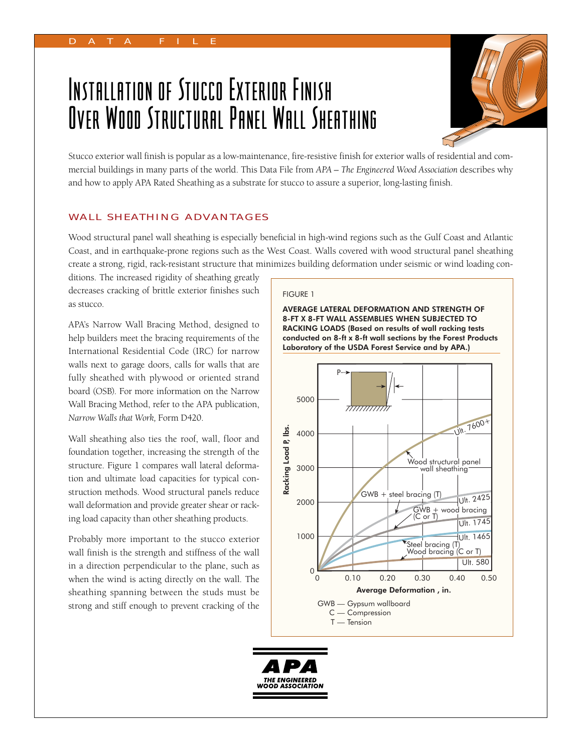DATA FILE

# Installation of Stucco Exterior Finish Over Wood Structural Panel Wall Sheathing

Stucco exterior wall finish is popular as a low-maintenance, fire-resistive finish for exterior walls of residential and commercial buildings in many parts of the world. This Data File from *APA – The Engineered Wood Association* describes why and how to apply APA Rated Sheathing as a substrate for stucco to assure a superior, long-lasting finish.

## WALL SHEATHING ADVANTAGES

Wood structural panel wall sheathing is especially beneficial in high-wind regions such as the Gulf Coast and Atlantic Coast, and in earthquake-prone regions such as the West Coast. Walls covered with wood structural panel sheathing create a strong, rigid, rack-resistant structure that minimizes building deformation under seismic or wind loading conditions. The increased rigidity of sheathing greatly decreases cracking of brittle exterior finishes such as stucco.

APA's Narrow Wall Bracing Method, designed to help builders meet the bracing requirements of the International Residential Code (IRC) for narrow walls next to garage doors, calls for walls that are fully sheathed with plywood or oriented strand board (OSB). For more information on the Narrow Wall Bracing Method, refer to the APA publication, *Narrow Walls that Work,* Form D420.

Wall sheathing also ties the roof, wall, floor and foundation together, increasing the strength of the structure. Figure 1 compares wall lateral deformation and ultimate load capacities for typical construction methods. Wood structural panels reduce wall deformation and provide greater shear or racking load capacity than other sheathing products.

Probably more important to the stucco exterior wall finish is the strength and stiffness of the wall in a direction perpendicular to the plane, such as when the wind is acting directly on the wall. The sheathing spanning between the studs must be strong and stiff enough to prevent cracking of the

FIGURE 1

**AVERAGE LATERAL DEFORMATION AND STRENGTH OF 8-FT X 8-FT WALL ASSEMBLIES WHEN SUBJECTED TO RACKING LOADS (Based on results of wall racking tests conducted on 8-ft x 8-ft wall sections by the Forest Products Laboratory of the USDA Forest Service and by APA.)**

GWB — Gypsum wallboard
C — Compression
T — Tension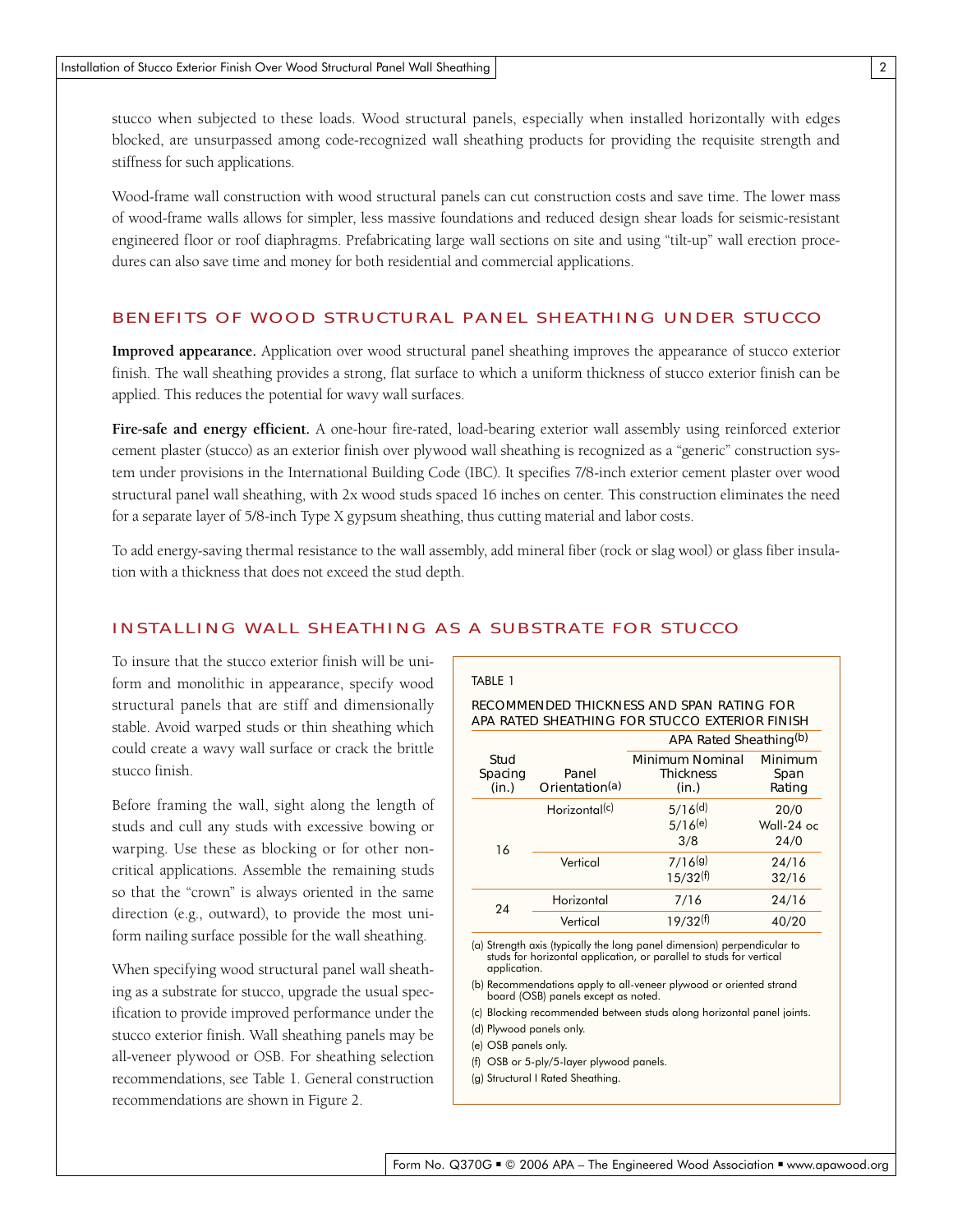stucco when subjected to these loads. Wood structural panels, especially when installed horizontally with edges blocked, are unsurpassed among code-recognized wall sheathing products for providing the requisite strength and stiffness for such applications.

Wood-frame wall construction with wood structural panels can cut construction costs and save time. The lower mass of wood-frame walls allows for simpler, less massive foundations and reduced design shear loads for seismic-resistant engineered floor or roof diaphragms. Prefabricating large wall sections on site and using "tilt-up" wall erection procedures can also save time and money for both residential and commercial applications.

## BENEFITS OF WOOD STRUCTURAL PANEL SHEATHING UNDER STUCCO

**Improved appearance.** Application over wood structural panel sheathing improves the appearance of stucco exterior finish. The wall sheathing provides a strong, flat surface to which a uniform thickness of stucco exterior finish can be applied. This reduces the potential for wavy wall surfaces.

**Fire-safe and energy efficient.** A one-hour fire-rated, load-bearing exterior wall assembly using reinforced exterior cement plaster (stucco) as an exterior finish over plywood wall sheathing is recognized as a "generic" construction system under provisions in the International Building Code (IBC). It specifies 7/8-inch exterior cement plaster over wood structural panel wall sheathing, with 2x wood studs spaced 16 inches on center. This construction eliminates the need for a separate layer of 5/8-inch Type X gypsum sheathing, thus cutting material and labor costs.

To add energy-saving thermal resistance to the wall assembly, add mineral fiber (rock or slag wool) or glass fiber insulation with a thickness that does not exceed the stud depth.

## INSTALLING WALL SHEATHING AS A SUBSTRATE FOR STUCCO

To insure that the stucco exterior finish will be uniform and monolithic in appearance, specify wood structural panels that are stiff and dimensionally stable. Avoid warped studs or thin sheathing which could create a wavy wall surface or crack the brittle stucco finish.

Before framing the wall, sight along the length of studs and cull any studs with excessive bowing or warping. Use these as blocking or for other non-critical applications. Assemble the remaining studs so that the "crown" is always oriented in the same direction (e.g., outward), to provide the most uniform nailing surface possible for the wall sheathing.

When specifying wood structural panel wall sheathing as a substrate for stucco, upgrade the usual specification to provide improved performance under the stucco exterior finish. Wall sheathing panels may be all-veneer plywood or OSB. For sheathing selection recommendations, see Table 1. General construction recommendations are shown in Figure 2.

TABLE 1

RECOMMENDED THICKNESS AND SPAN RATING FOR APA RATED SHEATHING FOR STUCCO EXTERIOR FINISH

| Stud Spacing (in.) | Panel Orientation(a) | APA Rated Sheathing(b) Minimum Nominal Thickness (in.) | APA Rated Sheathing(b) Minimum Span Rating |
|---|---|---|---|
| 16 | Horizontal(c) | 5/16(d) | 20/0 |
| | | 5/16(e) | Wall-24 oc |
| | | 3/8 | 24/0 |
| | Vertical | 7/16(g) | 24/16 |
| | | 15/32(f) | 32/16 |
| 24 | Horizontal | 7/16 | 24/16 |
| | Vertical | 19/32(f) | 40/20 |

(a) Strength axis (typically the long panel dimension) perpendicular to studs for horizontal application, or parallel to studs for vertical application.

(b) Recommendations apply to all-veneer plywood or oriented strand board (OSB) panels except as noted.

(c) Blocking recommended between studs along horizontal panel joints.

(d) Plywood panels only.

(e) OSB panels only.

(f) OSB or 5-ply/5-layer plywood panels.

(g) Structural I Rated Sheathing.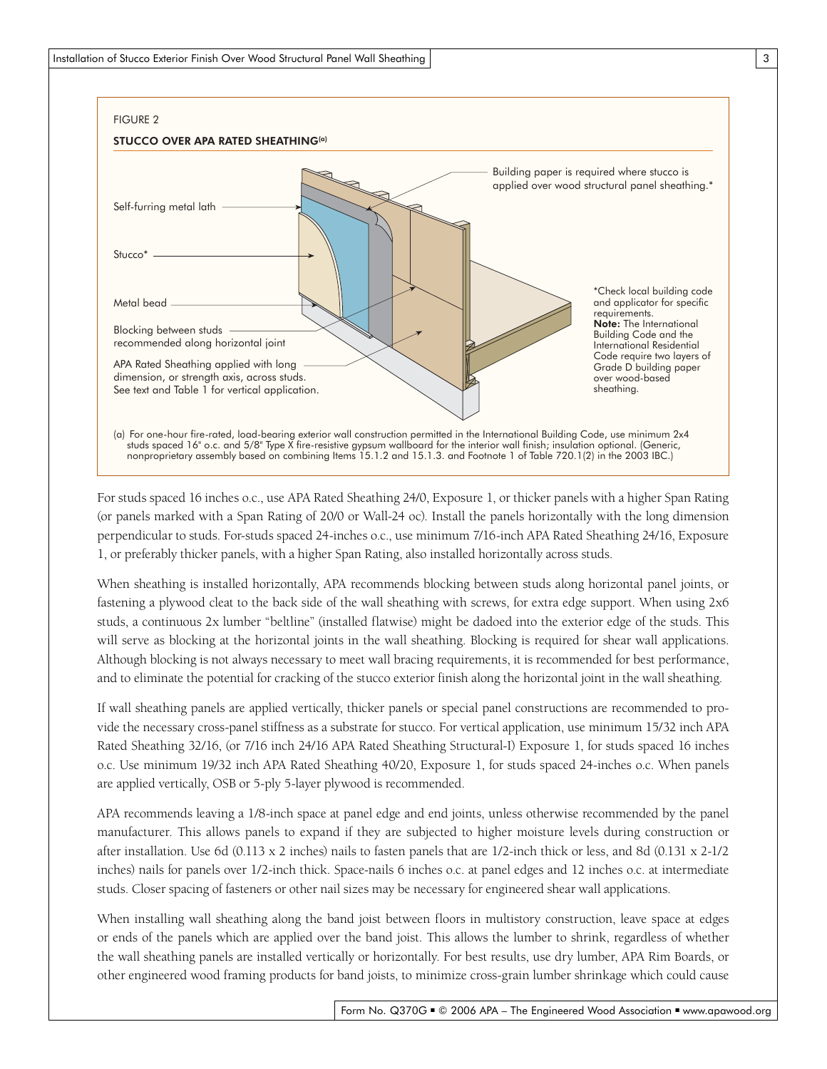FIGURE 2

**STUCCO OVER APA RATED SHEATHING[(a)]**

Self-furring metal lath

Stucco*

Metal bead

Blocking between studs recommended along horizontal joint

APA Rated Sheathing applied with long dimension, or strength axis, across studs. See text and Table 1 for vertical application.

Building paper is required where stucco is applied over wood structural panel sheathing.*

*Check local building code and applicator for specific requirements.
**Note:** The International Building Code and the International Residential Code require two layers of Grade D building paper over wood-based sheathing.

(a) For one-hour fire-rated, load-bearing exterior wall construction permitted in the International Building Code, use minimum 2x4 studs spaced 16" o.c. and 5/8" Type X fire-resistive gypsum wallboard for the interior wall finish; insulation optional. (Generic, nonproprietary assembly based on combining Items 15.1.2 and 15.1.3. and Footnote 1 of Table 720.1(2) in the 2003 IBC.)

For studs spaced 16 inches o.c., use APA Rated Sheathing 24/0, Exposure 1, or thicker panels with a higher Span Rating (or panels marked with a Span Rating of 20/0 or Wall-24 oc). Install the panels horizontally with the long dimension perpendicular to studs. For-studs spaced 24-inches o.c., use minimum 7/16-inch APA Rated Sheathing 24/16, Exposure 1, or preferably thicker panels, with a higher Span Rating, also installed horizontally across studs.

When sheathing is installed horizontally, APA recommends blocking between studs along horizontal panel joints, or fastening a plywood cleat to the back side of the wall sheathing with screws, for extra edge support. When using 2x6 studs, a continuous 2x lumber "beltline" (installed flatwise) might be dadoed into the exterior edge of the studs. This will serve as blocking at the horizontal joints in the wall sheathing. Blocking is required for shear wall applications. Although blocking is not always necessary to meet wall bracing requirements, it is recommended for best performance, and to eliminate the potential for cracking of the stucco exterior finish along the horizontal joint in the wall sheathing.

If wall sheathing panels are applied vertically, thicker panels or special panel constructions are recommended to provide the necessary cross-panel stiffness as a substrate for stucco. For vertical application, use minimum 15/32 inch APA Rated Sheathing 32/16, (or 7/16 inch 24/16 APA Rated Sheathing Structural-I) Exposure 1, for studs spaced 16 inches o.c. Use minimum 19/32 inch APA Rated Sheathing 40/20, Exposure 1, for studs spaced 24-inches o.c. When panels are applied vertically, OSB or 5-ply 5-layer plywood is recommended.

APA recommends leaving a 1/8-inch space at panel edge and end joints, unless otherwise recommended by the panel manufacturer. This allows panels to expand if they are subjected to higher moisture levels during construction or after installation. Use 6d (0.113 x 2 inches) nails to fasten panels that are 1/2-inch thick or less, and 8d (0.131 x 2-1/2 inches) nails for panels over 1/2-inch thick. Space-nails 6 inches o.c. at panel edges and 12 inches o.c. at intermediate studs. Closer spacing of fasteners or other nail sizes may be necessary for engineered shear wall applications.

When installing wall sheathing along the band joist between floors in multistory construction, leave space at edges or ends of the panels which are applied over the band joist. This allows the lumber to shrink, regardless of whether the wall sheathing panels are installed vertically or horizontally. For best results, use dry lumber, APA Rim Boards, or other engineered wood framing products for band joists, to minimize cross-grain lumber shrinkage which could cause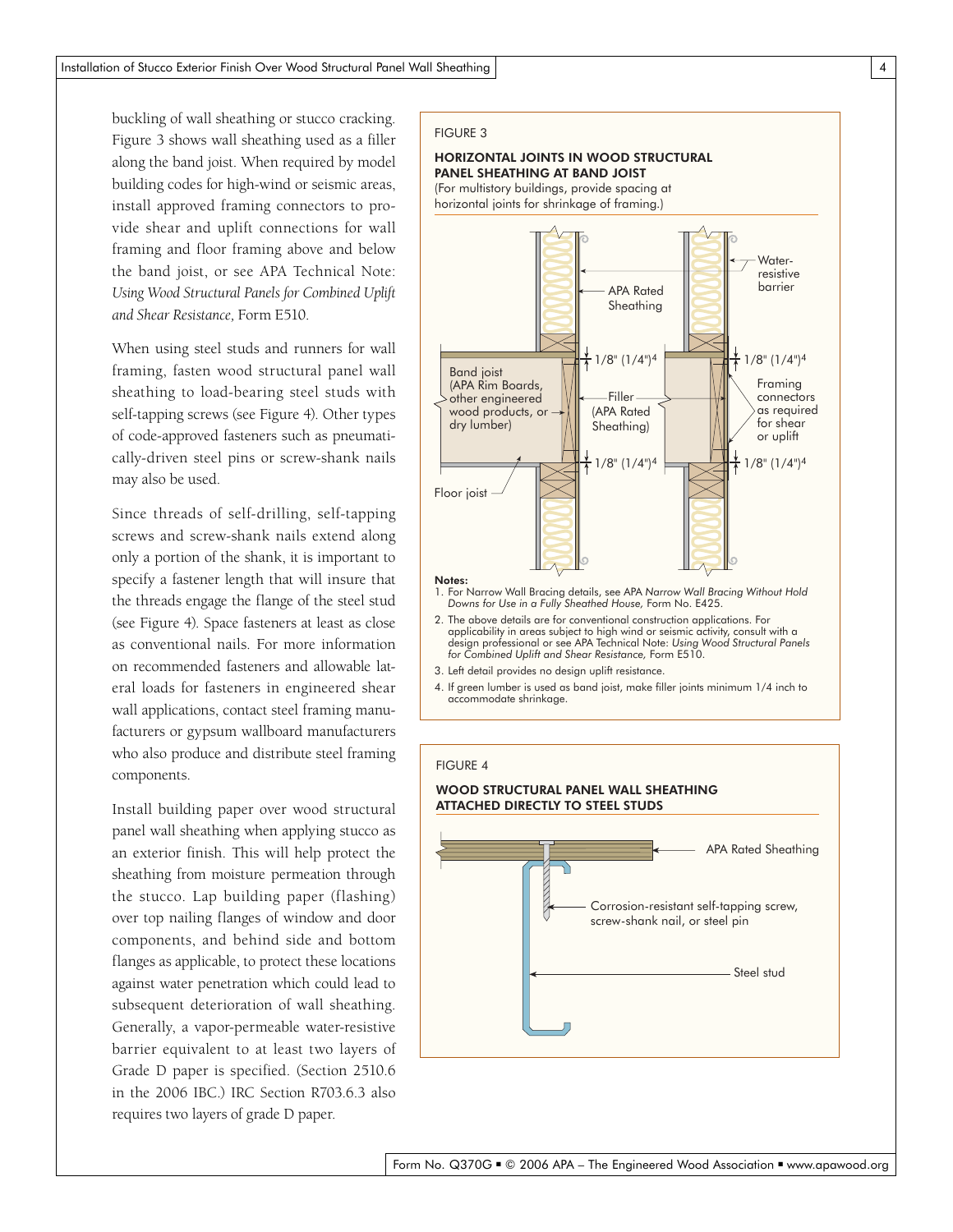buckling of wall sheathing or stucco cracking. Figure 3 shows wall sheathing used as a filler along the band joist. When required by model building codes for high-wind or seismic areas, install approved framing connectors to provide shear and uplift connections for wall framing and floor framing above and below the band joist, or see APA Technical Note: *Using Wood Structural Panels for Combined Uplift and Shear Resistance,* Form E510.

When using steel studs and runners for wall framing, fasten wood structural panel wall sheathing to load-bearing steel studs with self-tapping screws (see Figure 4). Other types of code-approved fasteners such as pneumatically-driven steel pins or screw-shank nails may also be used.

Since threads of self-drilling, self-tapping screws and screw-shank nails extend along only a portion of the shank, it is important to specify a fastener length that will insure that the threads engage the flange of the steel stud (see Figure 4). Space fasteners at least as close as conventional nails. For more information on recommended fasteners and allowable lateral loads for fasteners in engineered shear wall applications, contact steel framing manufacturers or gypsum wallboard manufacturers who also produce and distribute steel framing components.

Install building paper over wood structural panel wall sheathing when applying stucco as an exterior finish. This will help protect the sheathing from moisture permeation through the stucco. Lap building paper (flashing) over top nailing flanges of window and door components, and behind side and bottom flanges as applicable, to protect these locations against water penetration which could lead to subsequent deterioration of wall sheathing. Generally, a vapor-permeable water-resistive barrier equivalent to at least two layers of Grade D paper is specified. (Section 2510.6 in the 2006 IBC.) IRC Section R703.6.3 also requires two layers of grade D paper.

FIGURE 3

**HORIZONTAL JOINTS IN WOOD STRUCTURAL PANEL SHEATHING AT BAND JOIST**

(For multistory buildings, provide spacing at horizontal joints for shrinkage of framing.)

APA Rated Sheathing

Water-resistive barrier

1/8" (1/4")[4]

Band joist (APA Rim Boards, other engineered wood products, or dry lumber)

Filler (APA Rated Sheathing)

Framing connectors as required for shear or uplift

1/8" (1/4")[4]

Floor joist

**Notes:**

1. For Narrow Wall Bracing details, see APA *Narrow Wall Bracing Without Hold Downs for Use in a Fully Sheathed House,* Form No. E425.
2. The above details are for conventional construction applications. For applicability in areas subject to high wind or seismic activity, consult with a design professional or see APA Technical Note: *Using Wood Structural Panels for Combined Uplift and Shear Resistance,* Form E510.
3. Left detail provides no design uplift resistance.
4. If green lumber is used as band joist, make filler joints minimum 1/4 inch to accommodate shrinkage.

FIGURE 4

**WOOD STRUCTURAL PANEL WALL SHEATHING ATTACHED DIRECTLY TO STEEL STUDS**

APA Rated Sheathing

Corrosion-resistant self-tapping screw, screw-shank nail, or steel pin

Steel stud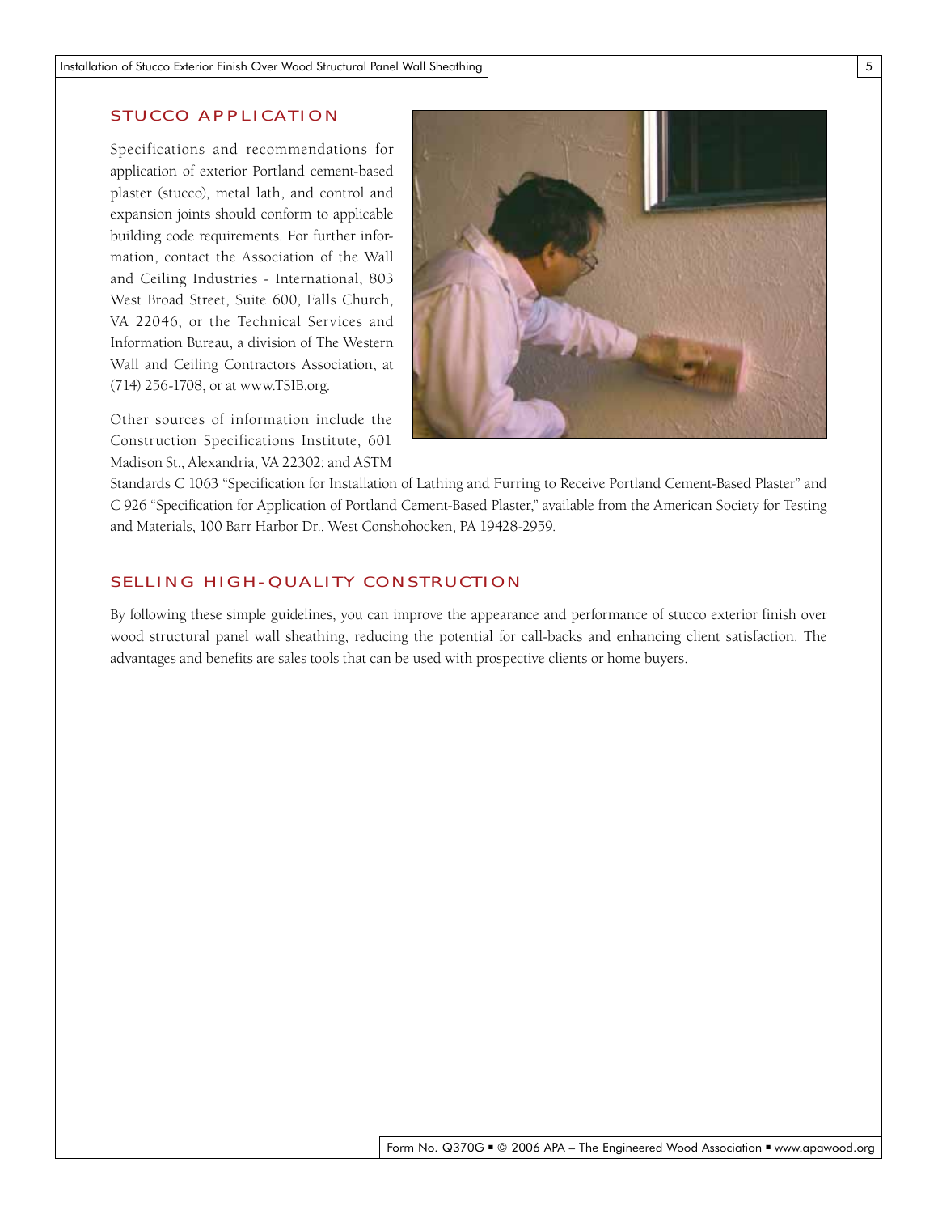## STUCCO APPLICATION

Specifications and recommendations for application of exterior Portland cement-based plaster (stucco), metal lath, and control and expansion joints should conform to applicable building code requirements. For further information, contact the Association of the Wall and Ceiling Industries - International, 803 West Broad Street, Suite 600, Falls Church, VA 22046; or the Technical Services and Information Bureau, a division of The Western Wall and Ceiling Contractors Association, at (714) 256-1708, or at www.TSIB.org.

Other sources of information include the Construction Specifications Institute, 601 Madison St., Alexandria, VA 22302; and ASTM Standards C 1063 "Specification for Installation of Lathing and Furring to Receive Portland Cement-Based Plaster" and C 926 "Specification for Application of Portland Cement-Based Plaster," available from the American Society for Testing and Materials, 100 Barr Harbor Dr., West Conshohocken, PA 19428-2959.

## SELLING HIGH-QUALITY CONSTRUCTION

By following these simple guidelines, you can improve the appearance and performance of stucco exterior finish over wood structural panel wall sheathing, reducing the potential for call-backs and enhancing client satisfaction. The advantages and benefits are sales tools that can be used with prospective clients or home buyers.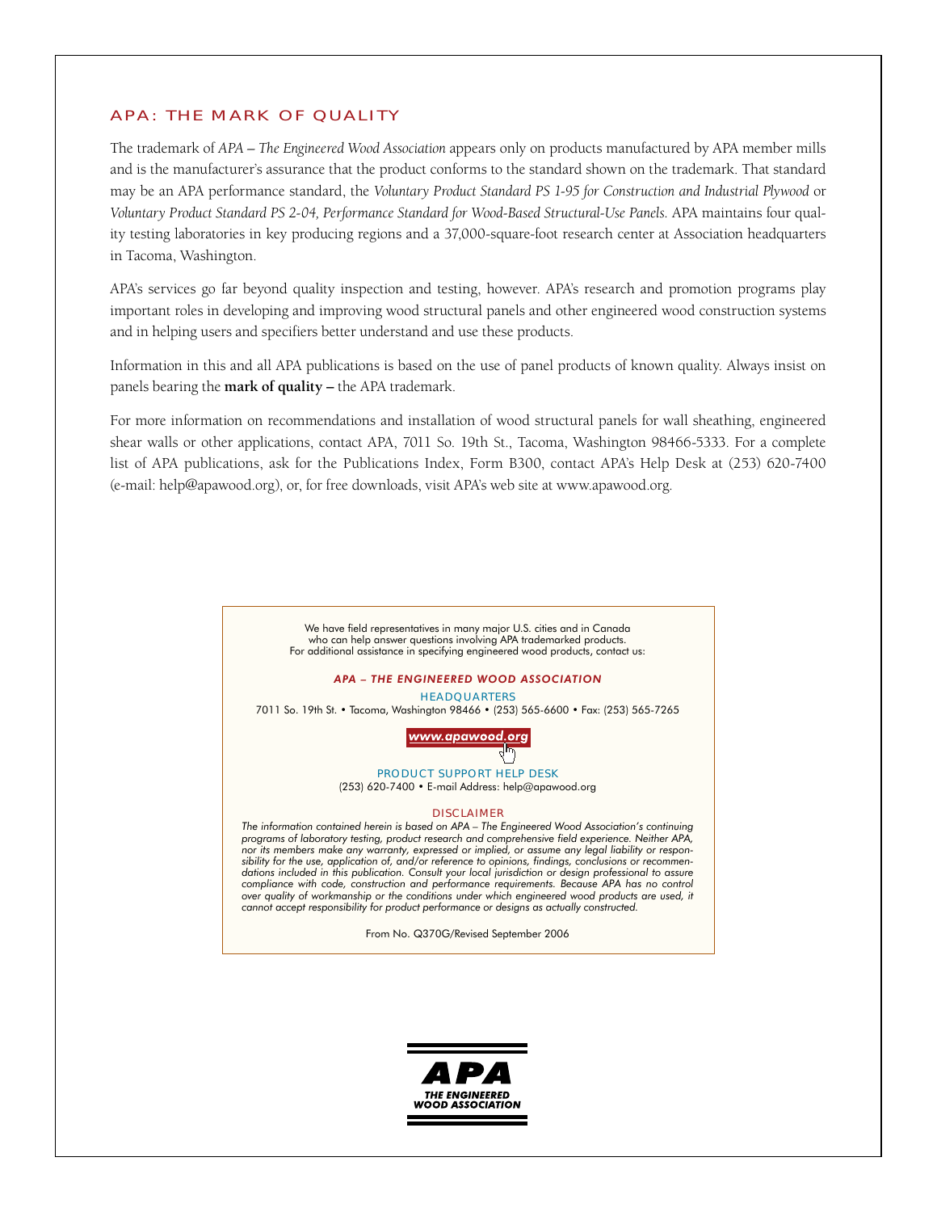## APA: THE MARK OF QUALITY

The trademark of *APA – The Engineered Wood Association* appears only on products manufactured by APA member mills and is the manufacturer's assurance that the product conforms to the standard shown on the trademark. That standard may be an APA performance standard, the *Voluntary Product Standard PS 1-95 for Construction and Industrial Plywood* or *Voluntary Product Standard PS 2-04, Performance Standard for Wood-Based Structural-Use Panels.* APA maintains four quality testing laboratories in key producing regions and a 37,000-square-foot research center at Association headquarters in Tacoma, Washington.

APA's services go far beyond quality inspection and testing, however. APA's research and promotion programs play important roles in developing and improving wood structural panels and other engineered wood construction systems and in helping users and specifiers better understand and use these products.

Information in this and all APA publications is based on the use of panel products of known quality. Always insist on panels bearing the **mark of quality –** the APA trademark.

For more information on recommendations and installation of wood structural panels for wall sheathing, engineered shear walls or other applications, contact APA, 7011 So. 19th St., Tacoma, Washington 98466-5333. For a complete list of APA publications, ask for the Publications Index, Form B300, contact APA's Help Desk at (253) 620-7400 (e-mail: help@apawood.org), or, for free downloads, visit APA's web site at www.apawood.org.

We have field representatives in many major U.S. cities and in Canada who can help answer questions involving APA trademarked products. For additional assistance in specifying engineered wood products, contact us:

***APA – THE ENGINEERED WOOD ASSOCIATION***

HEADQUARTERS

7011 So. 19th St. • Tacoma, Washington 98466 • (253) 565-6600 • Fax: (253) 565-7265

*www.apawood.org*

PRODUCT SUPPORT HELP DESK

(253) 620-7400 • E-mail Address: help@apawood.org

DISCLAIMER

*The information contained herein is based on APA – The Engineered Wood Association's continuing programs of laboratory testing, product research and comprehensive field experience. Neither APA, nor its members make any warranty, expressed or implied, or assume any legal liability or responsibility for the use, application of, and/or reference to opinions, findings, conclusions or recommendations included in this publication. Consult your local jurisdiction or design professional to assure compliance with code, construction and performance requirements. Because APA has no control over quality of workmanship or the conditions under which engineered wood products are used, it cannot accept responsibility for product performance or designs as actually constructed.*

From No. Q370G/Revised September 2006

APA
THE ENGINEERED WOOD ASSOCIATION